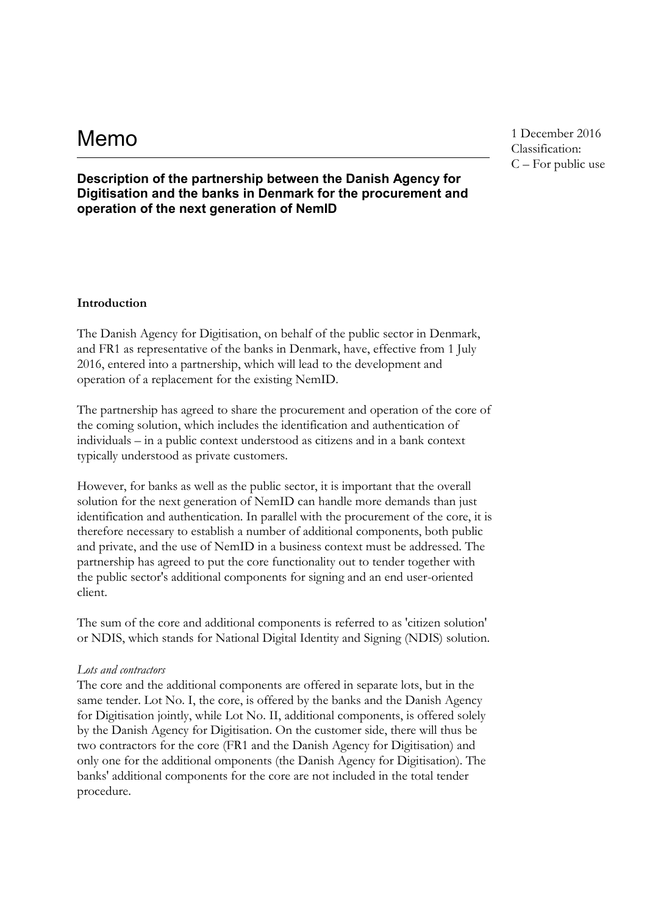# Memo

1 December 2016
Classification:
C – For public use

**Description of the partnership between the Danish Agency for Digitisation and the banks in Denmark for the procurement and operation of the next generation of NemID**

**Introduction**

The Danish Agency for Digitisation, on behalf of the public sector in Denmark, and FR1 as representative of the banks in Denmark, have, effective from 1 July 2016, entered into a partnership, which will lead to the development and operation of a replacement for the existing NemID.

The partnership has agreed to share the procurement and operation of the core of the coming solution, which includes the identification and authentication of individuals – in a public context understood as citizens and in a bank context typically understood as private customers.

However, for banks as well as the public sector, it is important that the overall solution for the next generation of NemID can handle more demands than just identification and authentication. In parallel with the procurement of the core, it is therefore necessary to establish a number of additional components, both public and private, and the use of NemID in a business context must be addressed. The partnership has agreed to put the core functionality out to tender together with the public sector's additional components for signing and an end user-oriented client.

The sum of the core and additional components is referred to as 'citizen solution' or NDIS, which stands for National Digital Identity and Signing (NDIS) solution.

*Lots and contractors*

The core and the additional components are offered in separate lots, but in the same tender. Lot No. I, the core, is offered by the banks and the Danish Agency for Digitisation jointly, while Lot No. II, additional components, is offered solely by the Danish Agency for Digitisation. On the customer side, there will thus be two contractors for the core (FR1 and the Danish Agency for Digitisation) and only one for the additional omponents (the Danish Agency for Digitisation). The banks' additional components for the core are not included in the total tender procedure.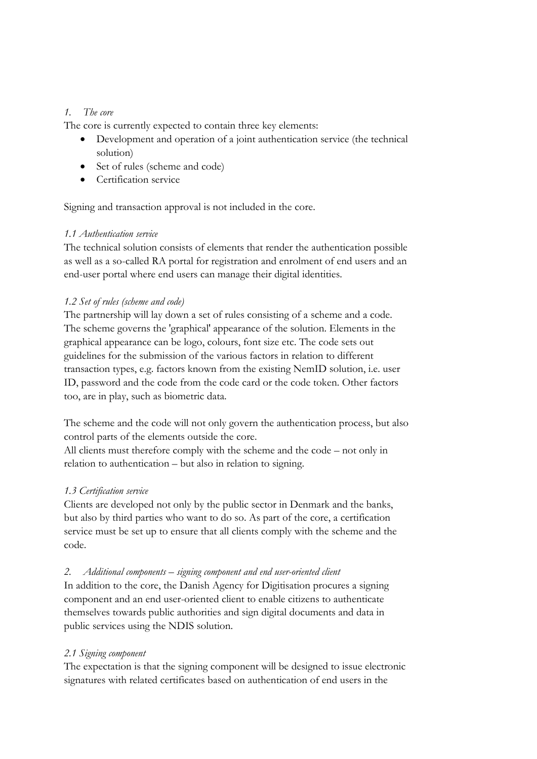## *1. The core*

The core is currently expected to contain three key elements:

- Development and operation of a joint authentication service (the technical solution)
- Set of rules (scheme and code)
- Certification service

Signing and transaction approval is not included in the core.

### *1.1 Authentication service*

The technical solution consists of elements that render the authentication possible as well as a so-called RA portal for registration and enrolment of end users and an end-user portal where end users can manage their digital identities.

### *1.2 Set of rules (scheme and code)*

The partnership will lay down a set of rules consisting of a scheme and a code. The scheme governs the 'graphical' appearance of the solution. Elements in the graphical appearance can be logo, colours, font size etc. The code sets out guidelines for the submission of the various factors in relation to different transaction types, e.g. factors known from the existing NemID solution, i.e. user ID, password and the code from the code card or the code token. Other factors too, are in play, such as biometric data.

The scheme and the code will not only govern the authentication process, but also control parts of the elements outside the core.
All clients must therefore comply with the scheme and the code – not only in relation to authentication – but also in relation to signing.

### *1.3 Certification service*

Clients are developed not only by the public sector in Denmark and the banks, but also by third parties who want to do so. As part of the core, a certification service must be set up to ensure that all clients comply with the scheme and the code.

## *2. Additional components – signing component and end user-oriented client*

In addition to the core, the Danish Agency for Digitisation procures a signing component and an end user-oriented client to enable citizens to authenticate themselves towards public authorities and sign digital documents and data in public services using the NDIS solution.

### *2.1 Signing component*

The expectation is that the signing component will be designed to issue electronic signatures with related certificates based on authentication of end users in the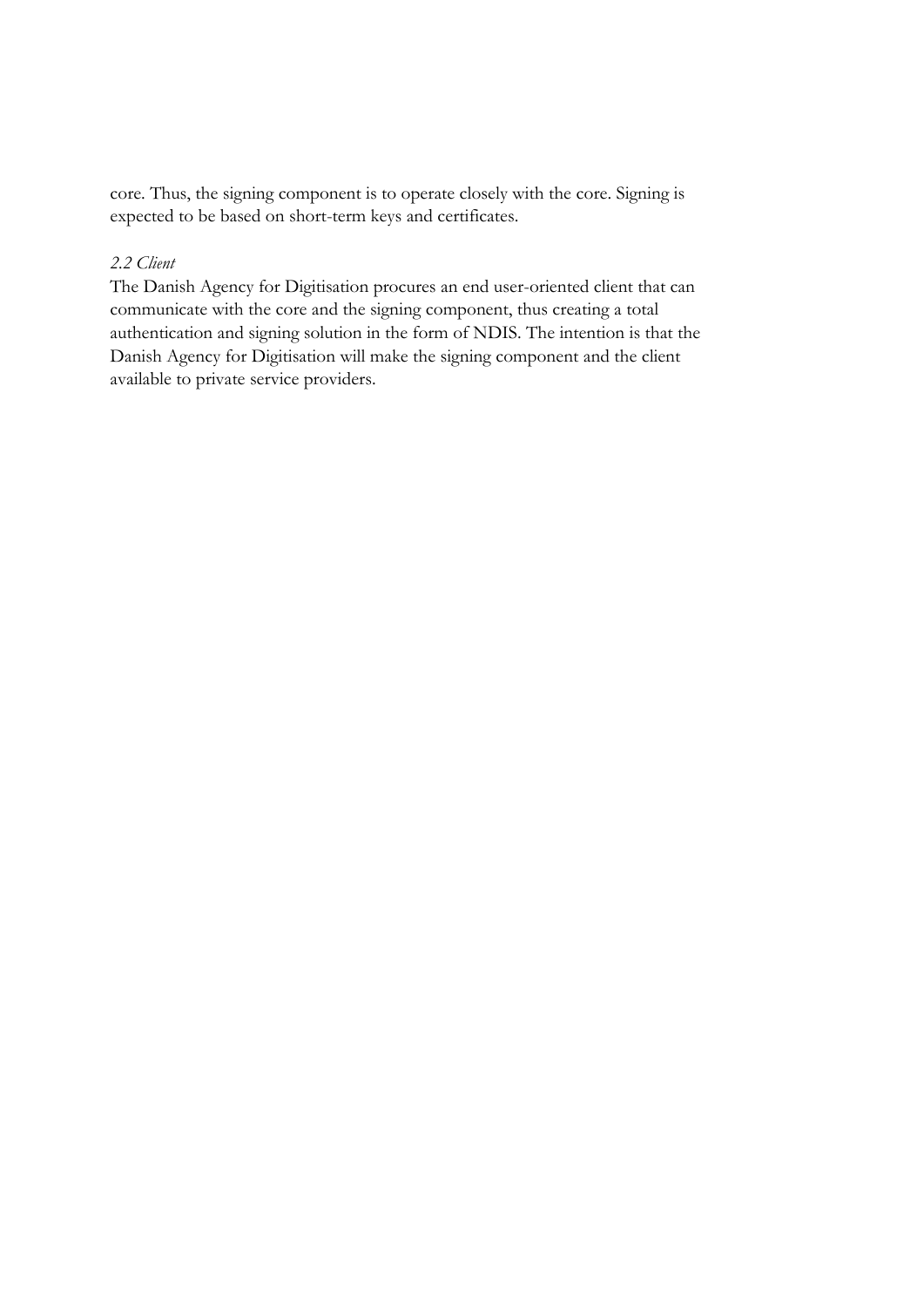core. Thus, the signing component is to operate closely with the core. Signing is expected to be based on short-term keys and certificates.

*2.2 Client*

The Danish Agency for Digitisation procures an end user-oriented client that can communicate with the core and the signing component, thus creating a total authentication and signing solution in the form of NDIS. The intention is that the Danish Agency for Digitisation will make the signing component and the client available to private service providers.